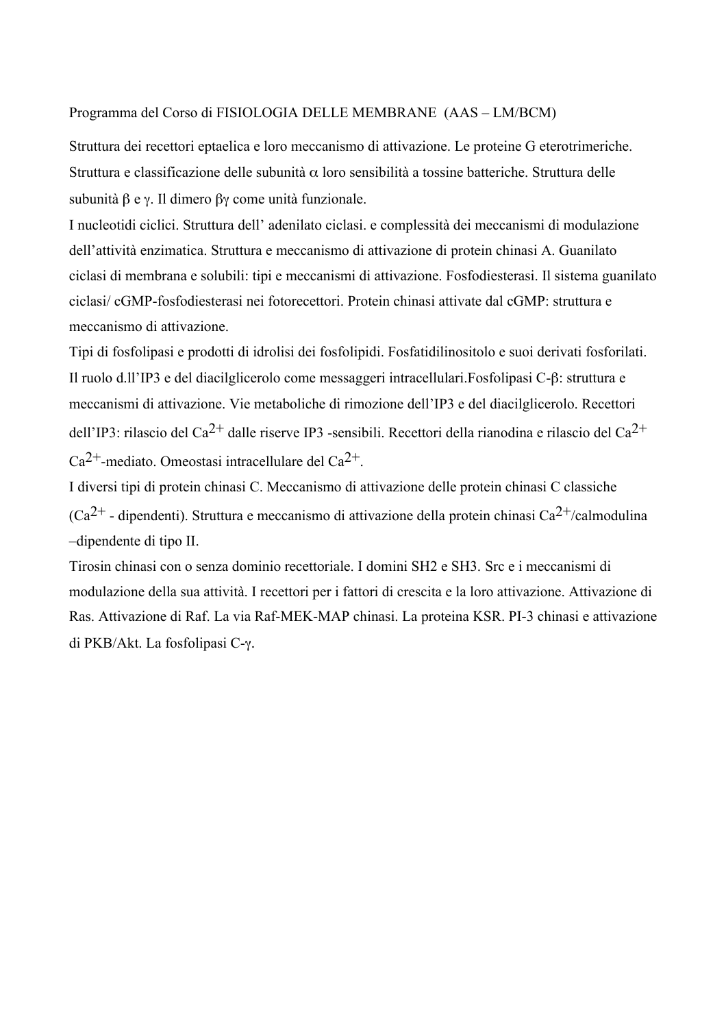Programma del Corso di FISIOLOGIA DELLE MEMBRANE  (AAS – LM/BCM)

Struttura dei recettori eptaelica e loro meccanismo di attivazione. Le proteine G eterotrimeriche. Struttura e classificazione delle subunità $\alpha$ loro sensibilità a tossine batteriche. Struttura delle subunità $\beta$ e $\gamma$. Il dimero $\beta\gamma$ come unità funzionale.

I nucleotidi ciclici. Struttura dell' adenilato ciclasi. e complessità dei meccanismi di modulazione dell'attività enzimatica. Struttura e meccanismo di attivazione di protein chinasi A. Guanilato ciclasi di membrana e solubili: tipi e meccanismi di attivazione. Fosfodiesterasi. Il sistema guanilato ciclasi/ cGMP-fosfodiesterasi nei fotorecettori. Protein chinasi attivate dal cGMP: struttura e meccanismo di attivazione.

Tipi di fosfolipasi e prodotti di idrolisi dei fosfolipidi. Fosfatidilinositolo e suoi derivati fosforilati. Il ruolo d.ll'IP3 e del diacilglicerolo come messaggeri intracellulari.Fosfolipasi C-$\beta$: struttura e meccanismi di attivazione. Vie metaboliche di rimozione dell'IP3 e del diacilglicerolo. Recettori dell'IP3: rilascio del $Ca^{2+}$ dalle riserve IP3 -sensibili. Recettori della rianodina e rilascio del $Ca^{2+}$ $Ca^{2+}$-mediato. Omeostasi intracellulare del $Ca^{2+}$.

I diversi tipi di protein chinasi C. Meccanismo di attivazione delle protein chinasi C classiche ($Ca^{2+}$ - dipendenti). Struttura e meccanismo di attivazione della protein chinasi $Ca^{2+}$/calmodulina –dipendente di tipo II.

Tirosin chinasi con o senza dominio recettoriale. I domini SH2 e SH3. Src e i meccanismi di modulazione della sua attività. I recettori per i fattori di crescita e la loro attivazione. Attivazione di Ras. Attivazione di Raf. La via Raf-MEK-MAP chinasi. La proteina KSR. PI-3 chinasi e attivazione di PKB/Akt. La fosfolipasi C-$\gamma$.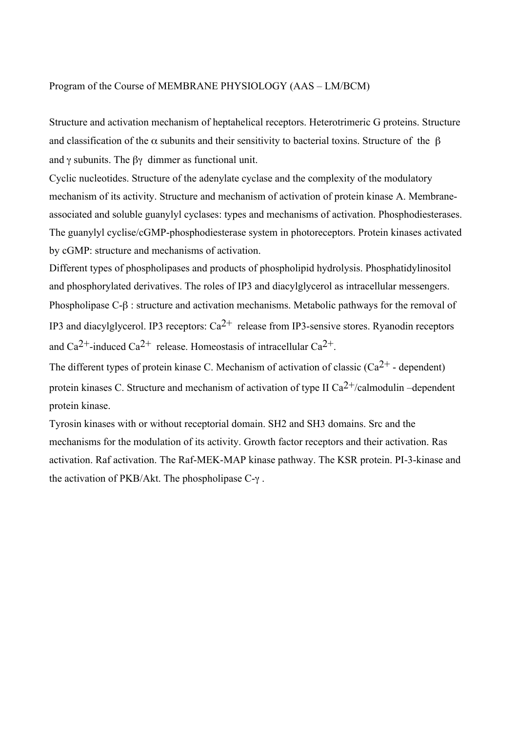Program of the Course of MEMBRANE PHYSIOLOGY (AAS – LM/BCM)

Structure and activation mechanism of heptahelical receptors. Heterotrimeric G proteins. Structure and classification of the $\alpha$ subunits and their sensitivity to bacterial toxins. Structure of the $\beta$ and $\gamma$ subunits. The $\beta\gamma$ dimmer as functional unit.

Cyclic nucleotides. Structure of the adenylate cyclase and the complexity of the modulatory mechanism of its activity. Structure and mechanism of activation of protein kinase A. Membrane-associated and soluble guanylyl cyclases: types and mechanisms of activation. Phosphodiesterases. The guanylyl cyclise/cGMP-phosphodiesterase system in photoreceptors. Protein kinases activated by cGMP: structure and mechanisms of activation.

Different types of phospholipases and products of phospholipid hydrolysis. Phosphatidylinositol and phosphorylated derivatives. The roles of IP3 and diacylglycerol as intracellular messengers. Phospholipase C-$\beta$ : structure and activation mechanisms. Metabolic pathways for the removal of IP3 and diacylglycerol. IP3 receptors: $Ca^{2+}$ release from IP3-sensive stores. Ryanodin receptors and $Ca^{2+}$-induced $Ca^{2+}$ release. Homeostasis of intracellular $Ca^{2+}$.

The different types of protein kinase C. Mechanism of activation of classic ($Ca^{2+}$ - dependent) protein kinases C. Structure and mechanism of activation of type II $Ca^{2+}$/calmodulin –dependent protein kinase.

Tyrosin kinases with or without receptorial domain. SH2 and SH3 domains. Src and the mechanisms for the modulation of its activity. Growth factor receptors and their activation. Ras activation. Raf activation. The Raf-MEK-MAP kinase pathway. The KSR protein. PI-3-kinase and the activation of PKB/Akt. The phospholipase C-$\gamma$ .